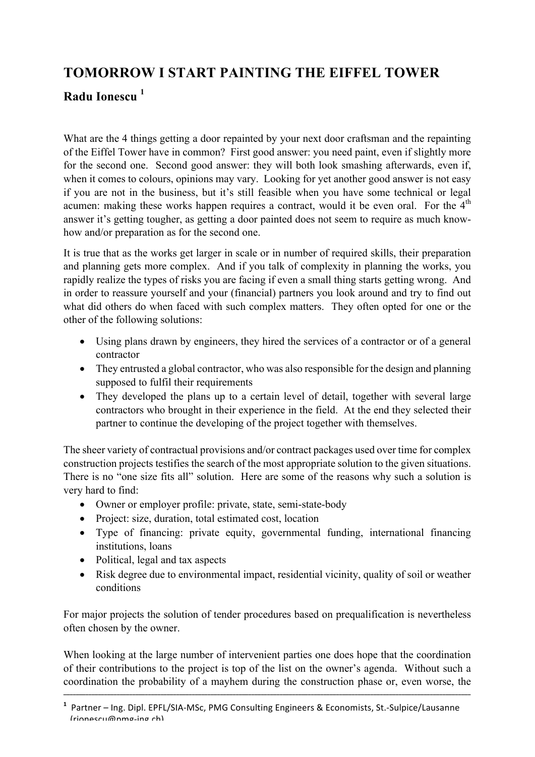# TOMORROW I START PAINTING THE EIFFEL TOWER

**Radu Ionescu** [1]

What are the 4 things getting a door repainted by your next door craftsman and the repainting of the Eiffel Tower have in common? First good answer: you need paint, even if slightly more for the second one. Second good answer: they will both look smashing afterwards, even if, when it comes to colours, opinions may vary. Looking for yet another good answer is not easy if you are not in the business, but it's still feasible when you have some technical or legal acumen: making these works happen requires a contract, would it be even oral. For the 4th answer it's getting tougher, as getting a door painted does not seem to require as much know-how and/or preparation as for the second one.

It is true that as the works get larger in scale or in number of required skills, their preparation and planning gets more complex. And if you talk of complexity in planning the works, you rapidly realize the types of risks you are facing if even a small thing starts getting wrong. And in order to reassure yourself and your (financial) partners you look around and try to find out what did others do when faced with such complex matters. They often opted for one or the other of the following solutions:

- Using plans drawn by engineers, they hired the services of a contractor or of a general contractor
- They entrusted a global contractor, who was also responsible for the design and planning supposed to fulfil their requirements
- They developed the plans up to a certain level of detail, together with several large contractors who brought in their experience in the field. At the end they selected their partner to continue the developing of the project together with themselves.

The sheer variety of contractual provisions and/or contract packages used over time for complex construction projects testifies the search of the most appropriate solution to the given situations. There is no "one size fits all" solution. Here are some of the reasons why such a solution is very hard to find:

- Owner or employer profile: private, state, semi-state-body
- Project: size, duration, total estimated cost, location
- Type of financing: private equity, governmental funding, international financing institutions, loans
- Political, legal and tax aspects
- Risk degree due to environmental impact, residential vicinity, quality of soil or weather conditions

For major projects the solution of tender procedures based on prequalification is nevertheless often chosen by the owner.

When looking at the large number of intervenient parties one does hope that the coordination of their contributions to the project is top of the list on the owner's agenda. Without such a coordination the probability of a mayhem during the construction phase or, even worse, the

---

[1] Partner – Ing. Dipl. EPFL/SIA-MSc, PMG Consulting Engineers & Economists, St.-Sulpice/Lausanne (rionescu@pmg-ing.ch)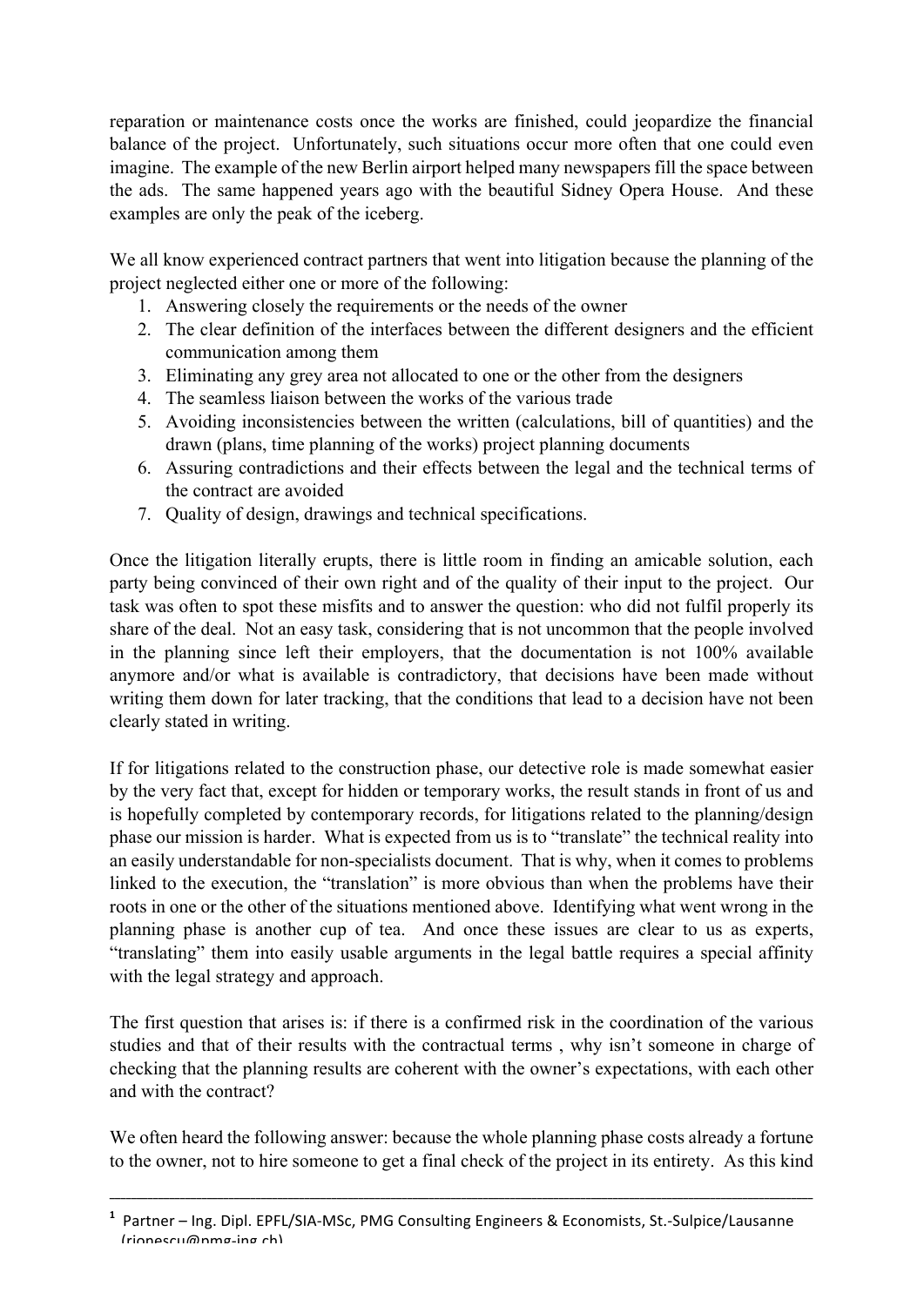reparation or maintenance costs once the works are finished, could jeopardize the financial balance of the project. Unfortunately, such situations occur more often that one could even imagine. The example of the new Berlin airport helped many newspapers fill the space between the ads. The same happened years ago with the beautiful Sidney Opera House. And these examples are only the peak of the iceberg.

We all know experienced contract partners that went into litigation because the planning of the project neglected either one or more of the following:

1. Answering closely the requirements or the needs of the owner
2. The clear definition of the interfaces between the different designers and the efficient communication among them
3. Eliminating any grey area not allocated to one or the other from the designers
4. The seamless liaison between the works of the various trade
5. Avoiding inconsistencies between the written (calculations, bill of quantities) and the drawn (plans, time planning of the works) project planning documents
6. Assuring contradictions and their effects between the legal and the technical terms of the contract are avoided
7. Quality of design, drawings and technical specifications.

Once the litigation literally erupts, there is little room in finding an amicable solution, each party being convinced of their own right and of the quality of their input to the project. Our task was often to spot these misfits and to answer the question: who did not fulfil properly its share of the deal. Not an easy task, considering that is not uncommon that the people involved in the planning since left their employers, that the documentation is not 100% available anymore and/or what is available is contradictory, that decisions have been made without writing them down for later tracking, that the conditions that lead to a decision have not been clearly stated in writing.

If for litigations related to the construction phase, our detective role is made somewhat easier by the very fact that, except for hidden or temporary works, the result stands in front of us and is hopefully completed by contemporary records, for litigations related to the planning/design phase our mission is harder. What is expected from us is to "translate" the technical reality into an easily understandable for non-specialists document. That is why, when it comes to problems linked to the execution, the "translation" is more obvious than when the problems have their roots in one or the other of the situations mentioned above. Identifying what went wrong in the planning phase is another cup of tea. And once these issues are clear to us as experts, "translating" them into easily usable arguments in the legal battle requires a special affinity with the legal strategy and approach.

The first question that arises is: if there is a confirmed risk in the coordination of the various studies and that of their results with the contractual terms , why isn't someone in charge of checking that the planning results are coherent with the owner's expectations, with each other and with the contract?

We often heard the following answer: because the whole planning phase costs already a fortune to the owner, not to hire someone to get a final check of the project in its entirety. As this kind

---

[1] Partner – Ing. Dipl. EPFL/SIA-MSc, PMG Consulting Engineers & Economists, St.-Sulpice/Lausanne (rionescu@pmg-ing.ch)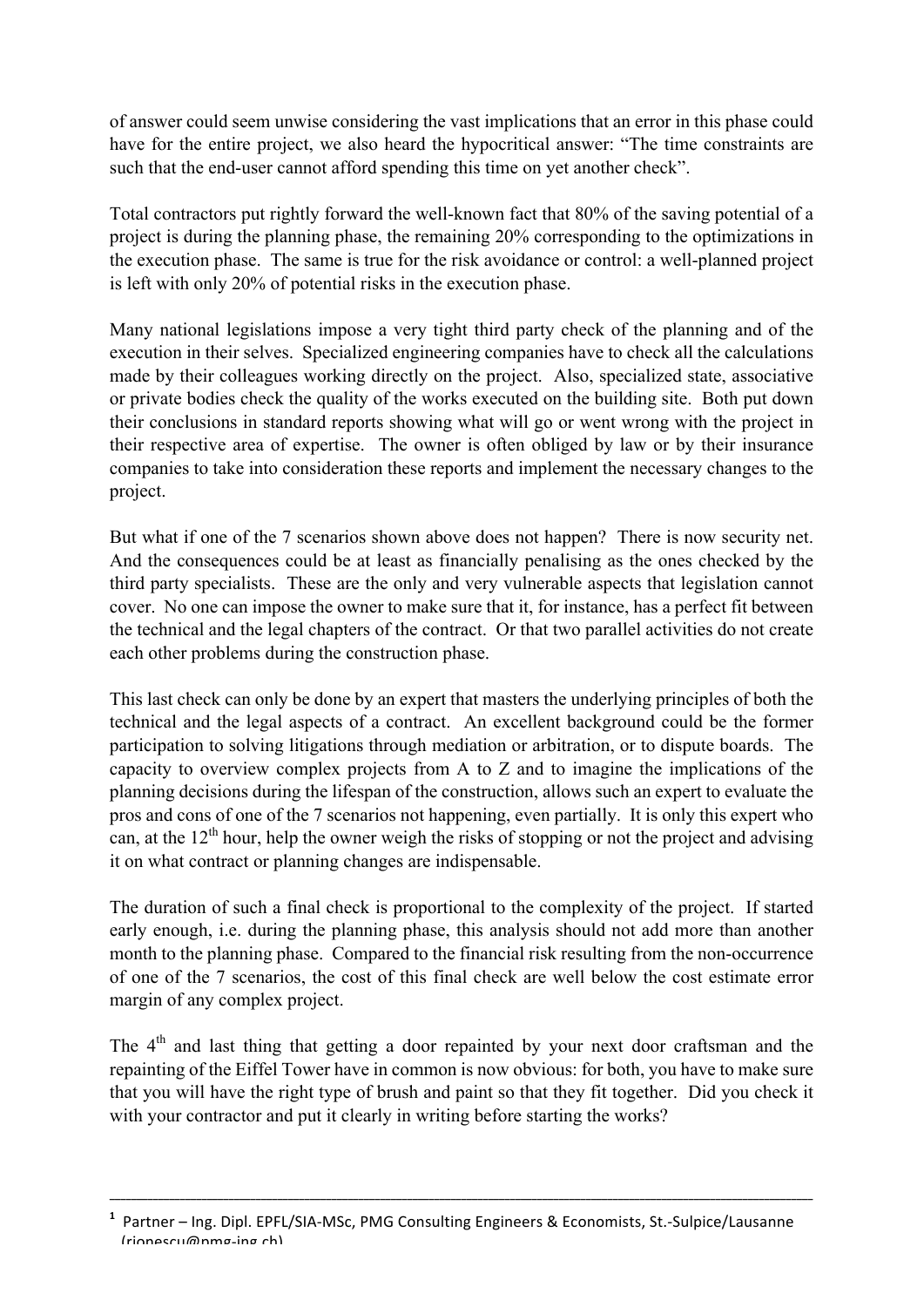of answer could seem unwise considering the vast implications that an error in this phase could have for the entire project, we also heard the hypocritical answer: "The time constraints are such that the end-user cannot afford spending this time on yet another check".

Total contractors put rightly forward the well-known fact that 80% of the saving potential of a project is during the planning phase, the remaining 20% corresponding to the optimizations in the execution phase. The same is true for the risk avoidance or control: a well-planned project is left with only 20% of potential risks in the execution phase.

Many national legislations impose a very tight third party check of the planning and of the execution in their selves. Specialized engineering companies have to check all the calculations made by their colleagues working directly on the project. Also, specialized state, associative or private bodies check the quality of the works executed on the building site. Both put down their conclusions in standard reports showing what will go or went wrong with the project in their respective area of expertise. The owner is often obliged by law or by their insurance companies to take into consideration these reports and implement the necessary changes to the project.

But what if one of the 7 scenarios shown above does not happen? There is now security net. And the consequences could be at least as financially penalising as the ones checked by the third party specialists. These are the only and very vulnerable aspects that legislation cannot cover. No one can impose the owner to make sure that it, for instance, has a perfect fit between the technical and the legal chapters of the contract. Or that two parallel activities do not create each other problems during the construction phase.

This last check can only be done by an expert that masters the underlying principles of both the technical and the legal aspects of a contract. An excellent background could be the former participation to solving litigations through mediation or arbitration, or to dispute boards. The capacity to overview complex projects from A to Z and to imagine the implications of the planning decisions during the lifespan of the construction, allows such an expert to evaluate the pros and cons of one of the 7 scenarios not happening, even partially. It is only this expert who can, at the 12th hour, help the owner weigh the risks of stopping or not the project and advising it on what contract or planning changes are indispensable.

The duration of such a final check is proportional to the complexity of the project. If started early enough, i.e. during the planning phase, this analysis should not add more than another month to the planning phase. Compared to the financial risk resulting from the non-occurrence of one of the 7 scenarios, the cost of this final check are well below the cost estimate error margin of any complex project.

The 4th and last thing that getting a door repainted by your next door craftsman and the repainting of the Eiffel Tower have in common is now obvious: for both, you have to make sure that you will have the right type of brush and paint so that they fit together. Did you check it with your contractor and put it clearly in writing before starting the works?

---

[1] Partner – Ing. Dipl. EPFL/SIA-MSc, PMG Consulting Engineers & Economists, St.-Sulpice/Lausanne (rionescu@pmg-ing.ch)